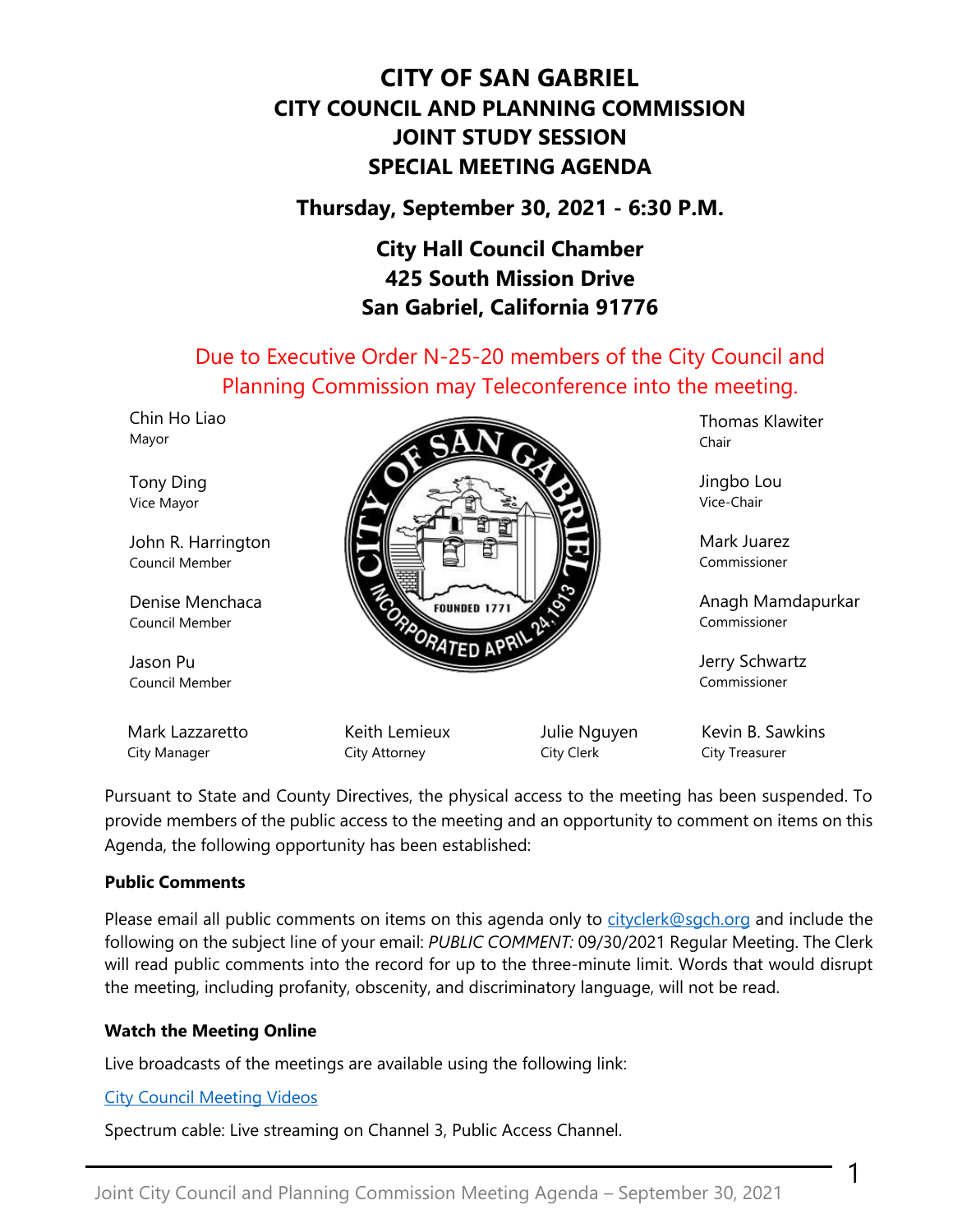# CITY OF SAN GABRIEL
# CITY COUNCIL AND PLANNING COMMISSION
# JOINT STUDY SESSION
# SPECIAL MEETING AGENDA

**Thursday, September 30, 2021 - 6:30 P.M.**

**City Hall Council Chamber**
**425 South Mission Drive**
**San Gabriel, California 91776**

Due to Executive Order N-25-20 members of the City Council and Planning Commission may Teleconference into the meeting.

Chin Ho Liao
Mayor

Tony Ding
Vice Mayor

John R. Harrington
Council Member

Denise Menchaca
Council Member

Jason Pu
Council Member

Thomas Klawiter
Chair

Jingbo Lou
Vice-Chair

Mark Juarez
Commissioner

Anagh Mamdapurkar
Commissioner

Jerry Schwartz
Commissioner

Mark Lazzaretto
City Manager

Keith Lemieux
City Attorney

Julie Nguyen
City Clerk

Kevin B. Sawkins
City Treasurer

Pursuant to State and County Directives, the physical access to the meeting has been suspended. To provide members of the public access to the meeting and an opportunity to comment on items on this Agenda, the following opportunity has been established:

**Public Comments**

Please email all public comments on items on this agenda only to cityclerk@sgch.org and include the following on the subject line of your email: *PUBLIC COMMENT:* 09/30/2021 Regular Meeting. The Clerk will read public comments into the record for up to the three-minute limit. Words that would disrupt the meeting, including profanity, obscenity, and discriminatory language, will not be read.

**Watch the Meeting Online**

Live broadcasts of the meetings are available using the following link:

City Council Meeting Videos

Spectrum cable: Live streaming on Channel 3, Public Access Channel.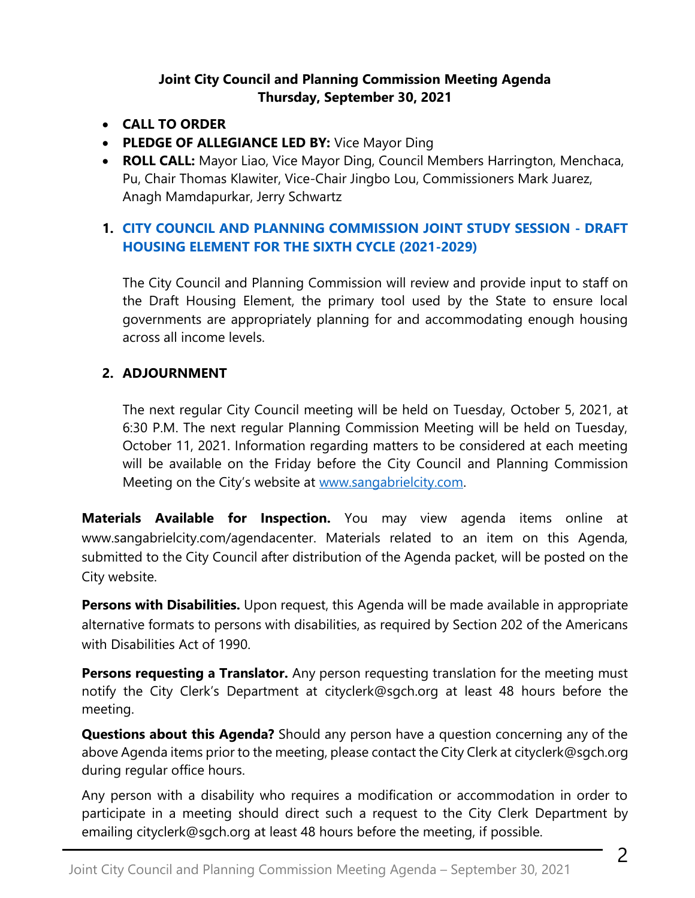**Joint City Council and Planning Commission Meeting Agenda**
**Thursday, September 30, 2021**

- **CALL TO ORDER**
- **PLEDGE OF ALLEGIANCE LED BY:** Vice Mayor Ding
- **ROLL CALL:** Mayor Liao, Vice Mayor Ding, Council Members Harrington, Menchaca, Pu, Chair Thomas Klawiter, Vice-Chair Jingbo Lou, Commissioners Mark Juarez, Anagh Mamdapurkar, Jerry Schwartz

**1. CITY COUNCIL AND PLANNING COMMISSION JOINT STUDY SESSION - DRAFT HOUSING ELEMENT FOR THE SIXTH CYCLE (2021-2029)**

The City Council and Planning Commission will review and provide input to staff on the Draft Housing Element, the primary tool used by the State to ensure local governments are appropriately planning for and accommodating enough housing across all income levels.

**2. ADJOURNMENT**

The next regular City Council meeting will be held on Tuesday, October 5, 2021, at 6:30 P.M. The next regular Planning Commission Meeting will be held on Tuesday, October 11, 2021. Information regarding matters to be considered at each meeting will be available on the Friday before the City Council and Planning Commission Meeting on the City's website at www.sangabrielcity.com.

**Materials Available for Inspection.** You may view agenda items online at www.sangabrielcity.com/agendacenter. Materials related to an item on this Agenda, submitted to the City Council after distribution of the Agenda packet, will be posted on the City website.

**Persons with Disabilities.** Upon request, this Agenda will be made available in appropriate alternative formats to persons with disabilities, as required by Section 202 of the Americans with Disabilities Act of 1990.

**Persons requesting a Translator.** Any person requesting translation for the meeting must notify the City Clerk's Department at cityclerk@sgch.org at least 48 hours before the meeting.

**Questions about this Agenda?** Should any person have a question concerning any of the above Agenda items prior to the meeting, please contact the City Clerk at cityclerk@sgch.org during regular office hours.

Any person with a disability who requires a modification or accommodation in order to participate in a meeting should direct such a request to the City Clerk Department by emailing cityclerk@sgch.org at least 48 hours before the meeting, if possible.